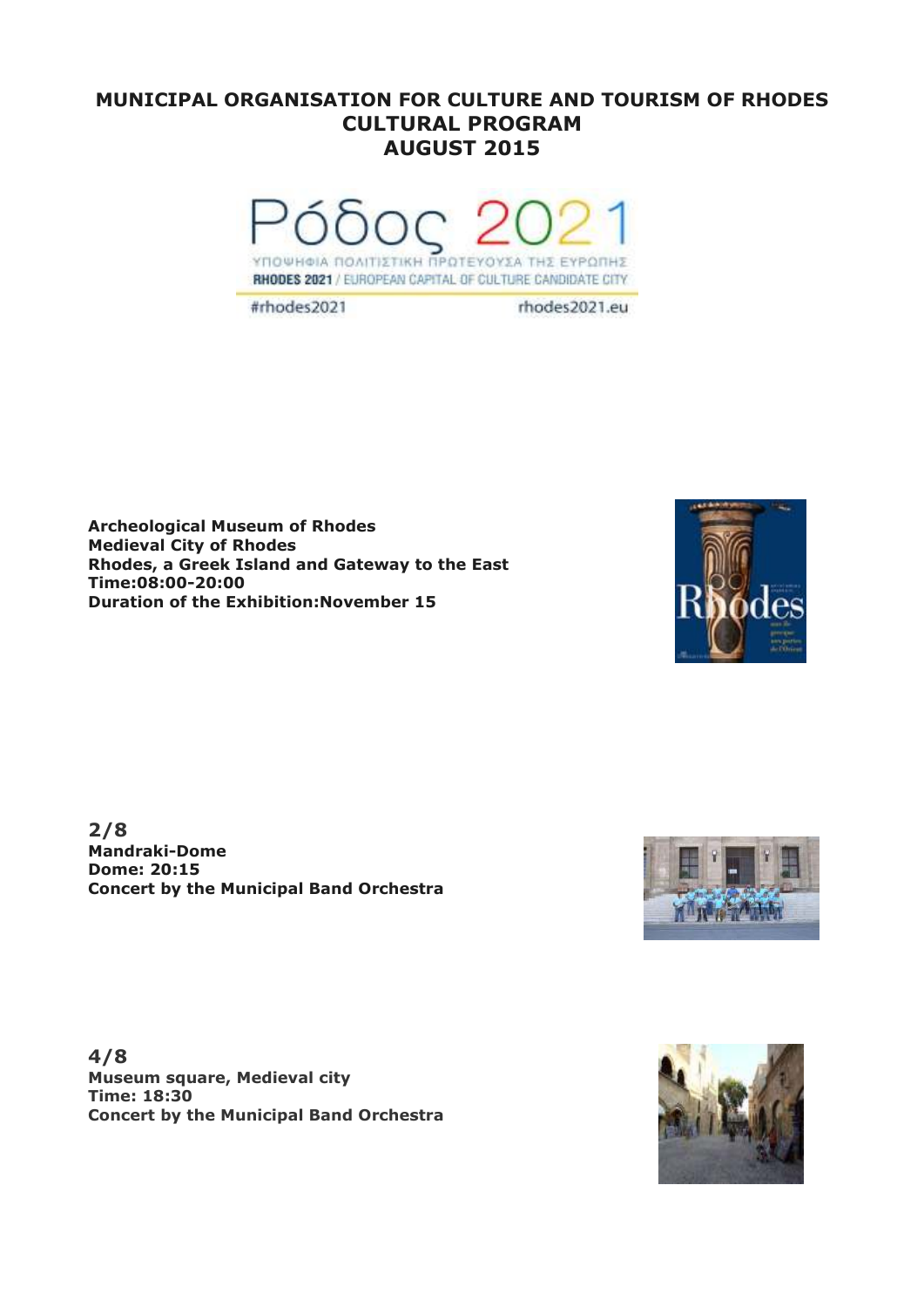# MUNICIPAL ORGANISATION FOR CULTURE AND TOURISM OF RHODES
# CULTURAL PROGRAM
# AUGUST 2015

**Archeological Museum of Rhodes**
**Medieval City of Rhodes**
**Rhodes, a Greek Island and Gateway to the East**
**Time:08:00-20:00**
**Duration of the Exhibition:November 15**

**2/8**
**Mandraki-Dome**
**Dome: 20:15**
**Concert by the Municipal Band Orchestra**

**4/8**
**Museum square, Medieval city**
**Time: 18:30**
**Concert by the Municipal Band Orchestra**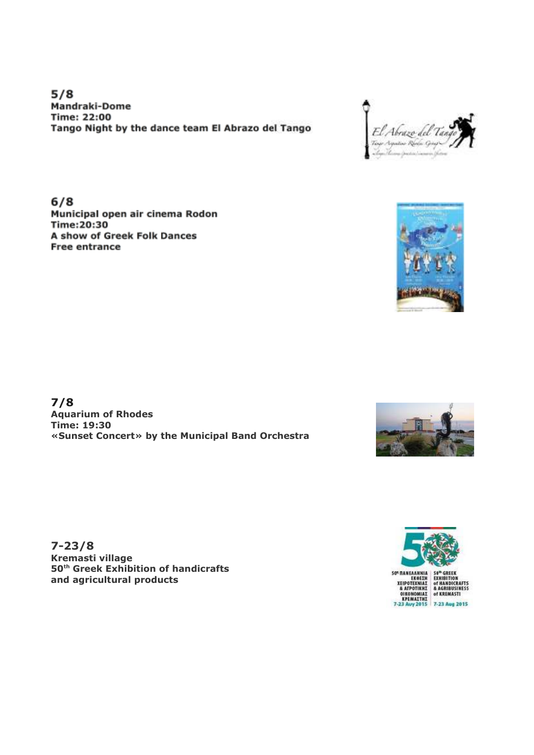**5/8**
**Mandraki-Dome**
**Time: 22:00**
**Tango Night by the dance team El Abrazo del Tango**

**6/8**
**Municipal open air cinema Rodon**
**Time:20:30**
**A show of Greek Folk Dances**
**Free entrance**

**7/8**
**Aquarium of Rhodes**
**Time: 19:30**
**«Sunset Concert» by the Municipal Band Orchestra**

**7-23/8**
**Kremasti village**
**50th Greek Exhibition of handicrafts and agricultural products**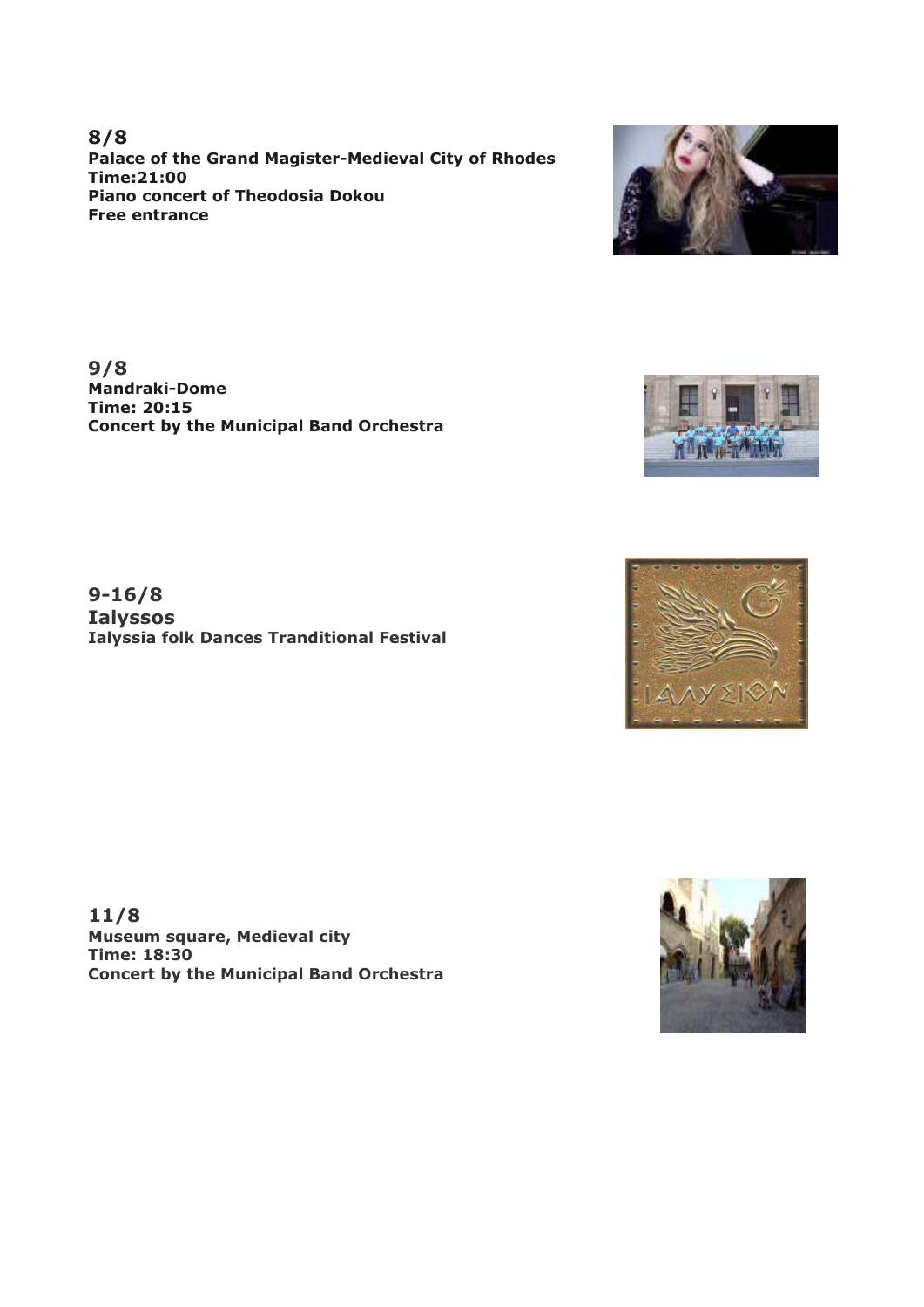**8/8**
**Palace of the Grand Magister-Medieval City of Rhodes**
**Time:21:00**
**Piano concert of Theodosia Dokou**
**Free entrance**

**9/8**
**Mandraki-Dome**
**Time: 20:15**
**Concert by the Municipal Band Orchestra**

**9-16/8**
**Ialyssos**
**Ialyssia folk Dances Tranditional Festival**

**11/8**
**Museum square, Medieval city**
**Time: 18:30**
**Concert by the Municipal Band Orchestra**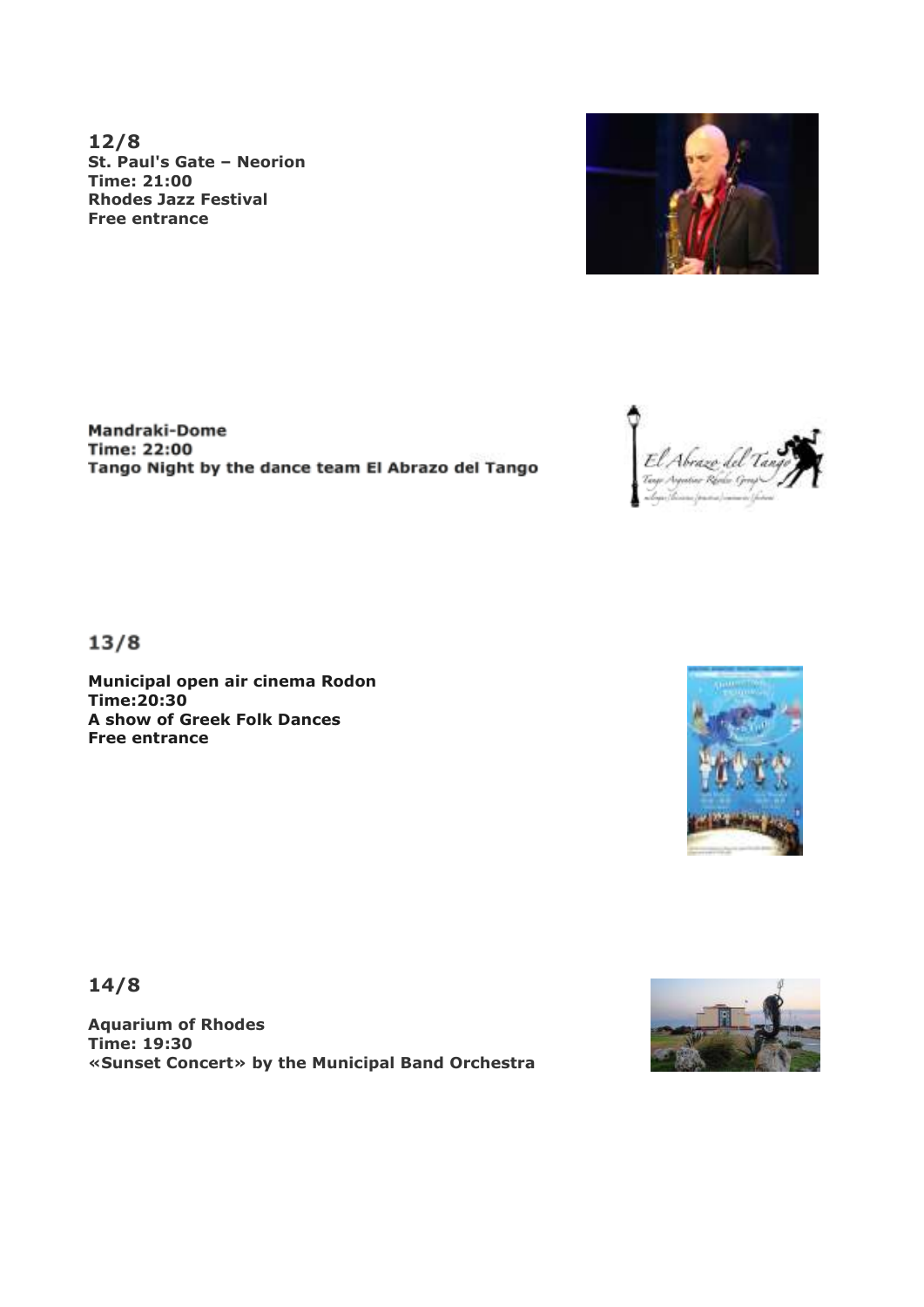**12/8**
**St. Paul's Gate – Neorion**
**Time: 21:00**
**Rhodes Jazz Festival**
**Free entrance**

**Mandraki-Dome**
**Time: 22:00**
**Tango Night by the dance team El Abrazo del Tango**

**13/8**

**Municipal open air cinema Rodon**
**Time:20:30**
**A show of Greek Folk Dances**
**Free entrance**

**14/8**

**Aquarium of Rhodes**
**Time: 19:30**
**«Sunset Concert» by the Municipal Band Orchestra**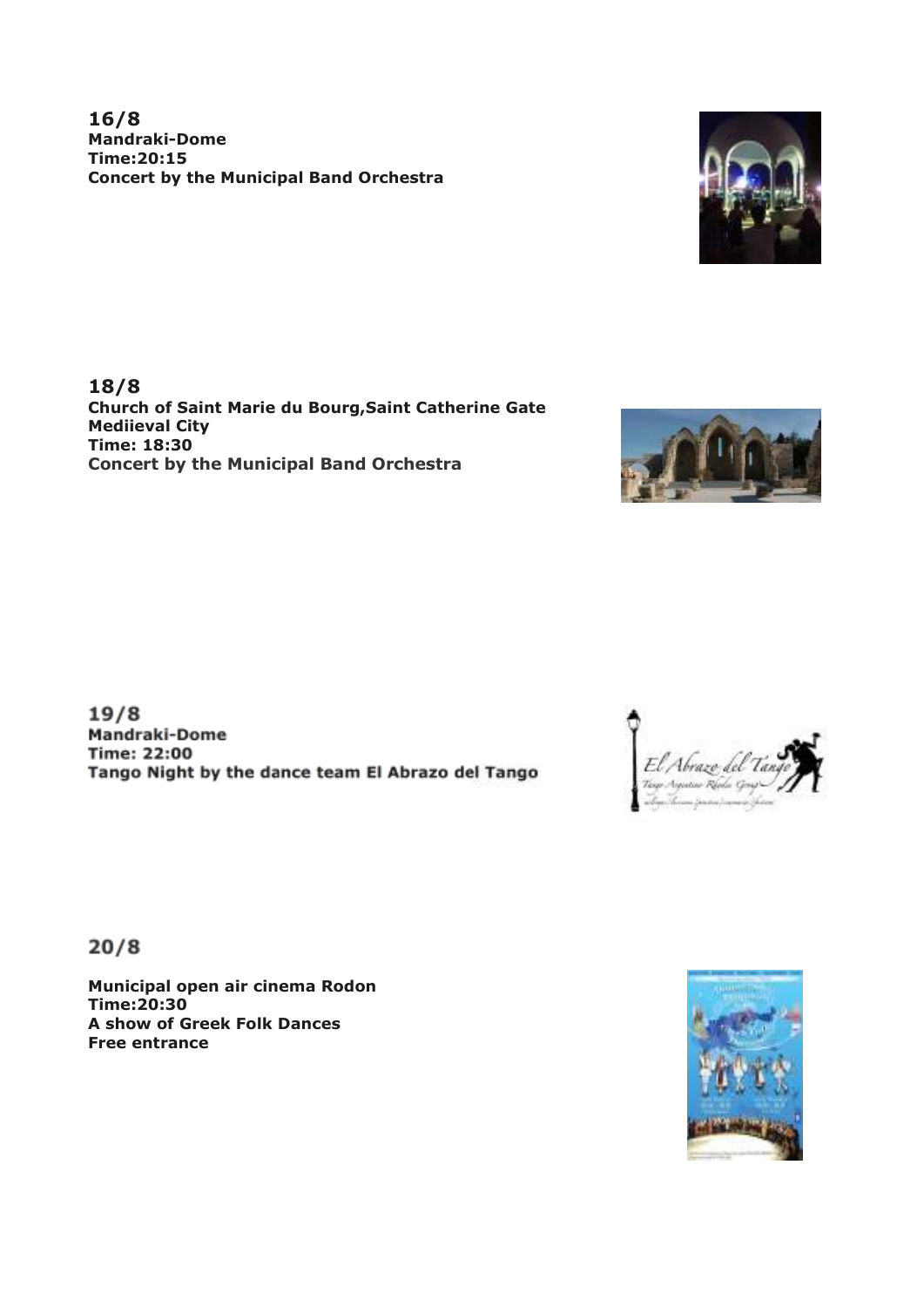**16/8**
**Mandraki-Dome**
**Time:20:15**
**Concert by the Municipal Band Orchestra**

**18/8**
**Church of Saint Marie du Bourg,Saint Catherine Gate**
**Mediieval City**
**Time: 18:30**
**Concert by the Municipal Band Orchestra**

**19/8**
**Mandraki-Dome**
**Time: 22:00**
**Tango Night by the dance team El Abrazo del Tango**

**20/8**

**Municipal open air cinema Rodon**
**Time:20:30**
**A show of Greek Folk Dances**
**Free entrance**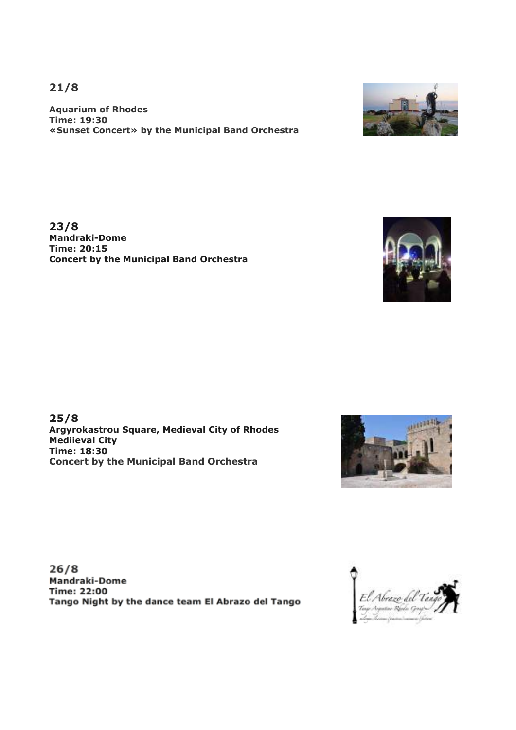## 21/8

**Aquarium of Rhodes**
**Time: 19:30**
**«Sunset Concert» by the Municipal Band Orchestra**

## 23/8

**Mandraki-Dome**
**Time: 20:15**
**Concert by the Municipal Band Orchestra**

## 25/8

**Argyrokastrou Square, Medieval City of Rhodes**
**Mediieval City**
**Time: 18:30**
**Concert by the Municipal Band Orchestra**

## 26/8

**Mandraki-Dome**
**Time: 22:00**
**Tango Night by the dance team El Abrazo del Tango**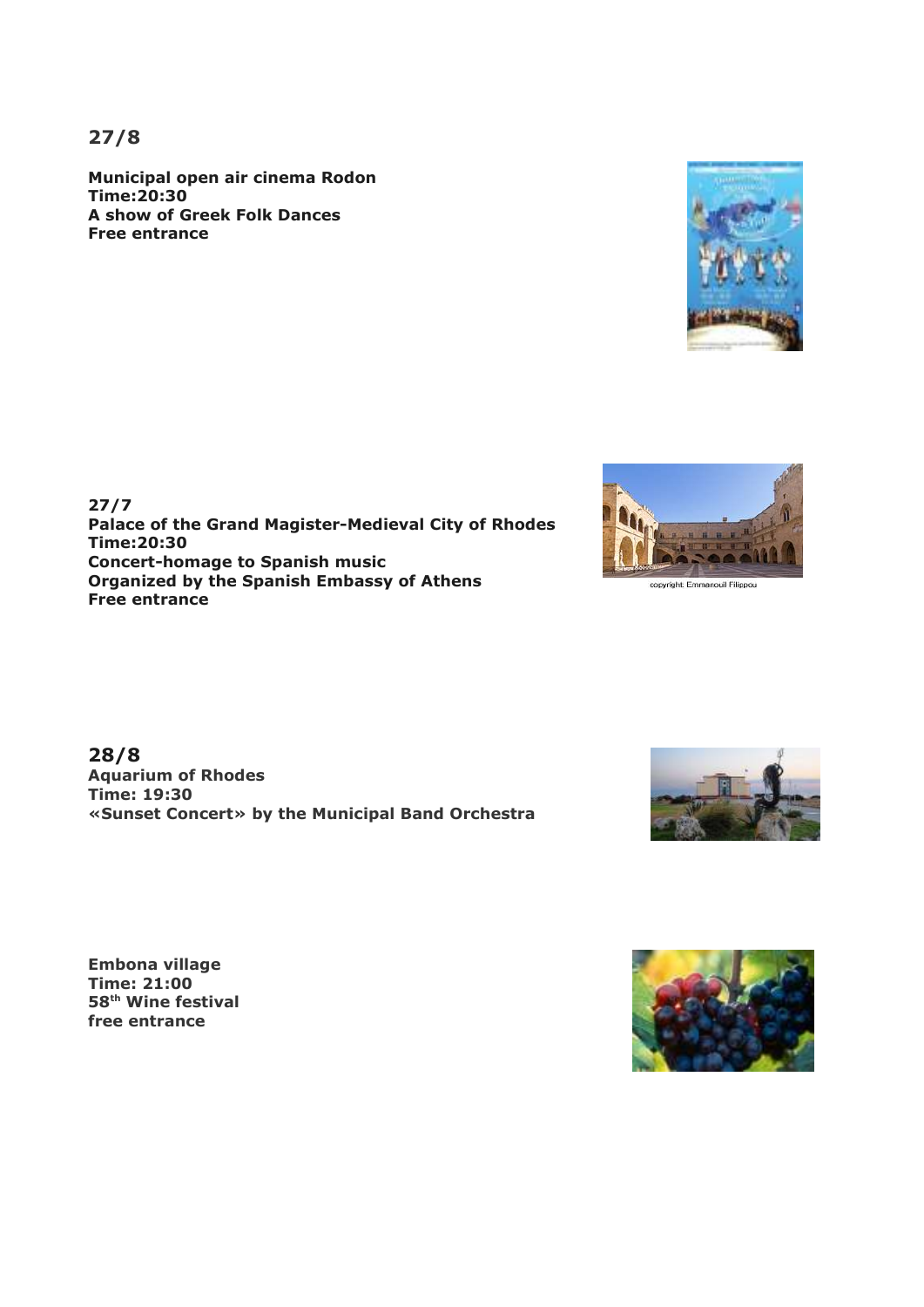## 27/8

**Municipal open air cinema Rodon**
**Time:20:30**
**A show of Greek Folk Dances**
**Free entrance**

**27/7**
**Palace of the Grand Magister-Medieval City of Rhodes**
**Time:20:30**
**Concert-homage to Spanish music**
**Organized by the Spanish Embassy of Athens**
**Free entrance**

copyright: Emmanouil Filippou

## 28/8

**Aquarium of Rhodes**
**Time: 19:30**
**«Sunset Concert» by the Municipal Band Orchestra**

**Embona village**
**Time: 21:00**
**58th Wine festival**
**free entrance**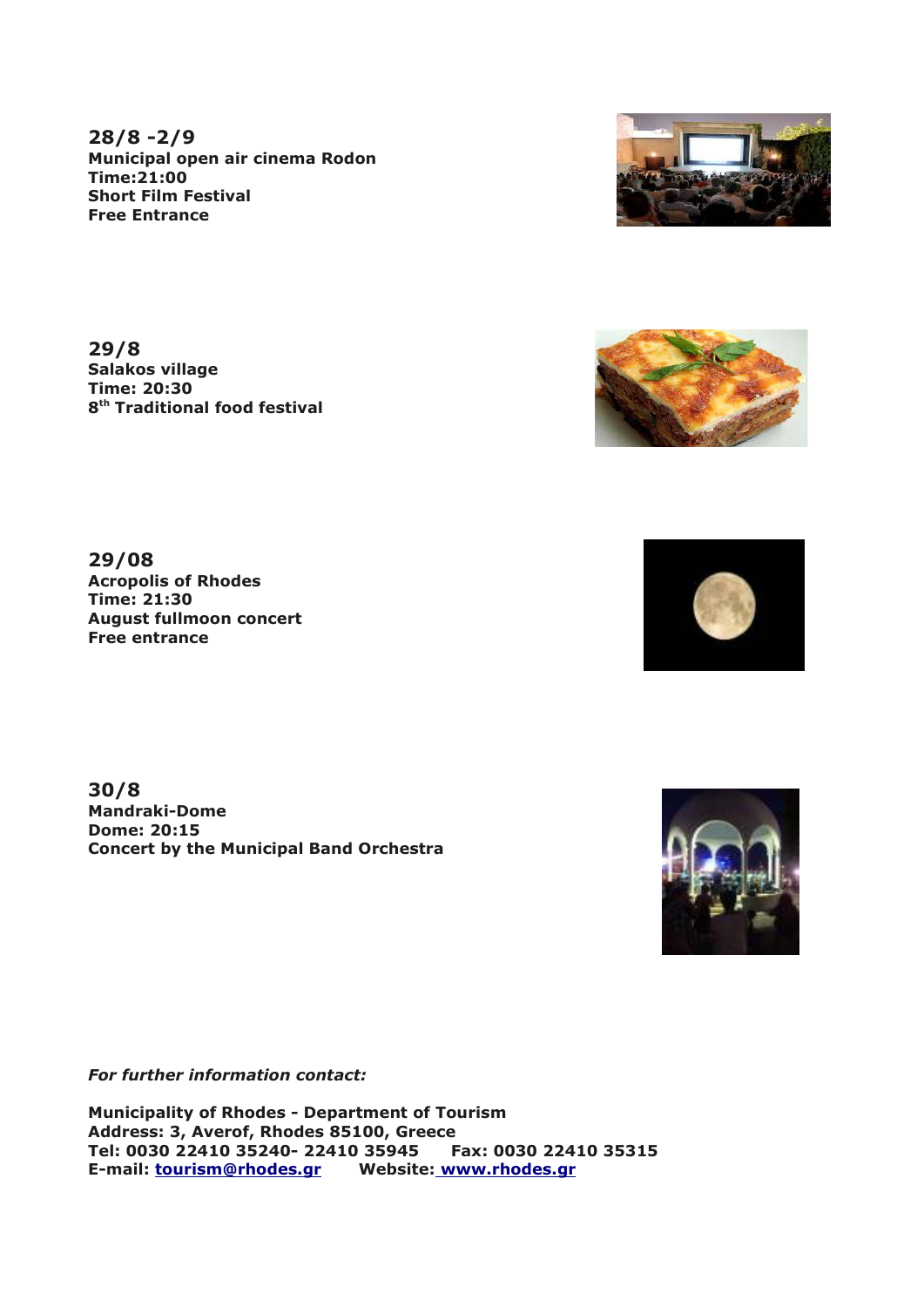**28/8 -2/9**
**Municipal open air cinema Rodon**
**Time:21:00**
**Short Film Festival**
**Free Entrance**

**29/8**
**Salakos village**
**Time: 20:30**
**8th Traditional food festival**

**29/08**
**Acropolis of Rhodes**
**Time: 21:30**
**August fullmoon concert**
**Free entrance**

**30/8**
**Mandraki-Dome**
**Dome: 20:15**
**Concert by the Municipal Band Orchestra**

***For further information contact:***

**Municipality of Rhodes - Department of Tourism**
**Address: 3, Averof, Rhodes 85100, Greece**
**Tel: 0030 22410 35240- 22410 35945 Fax: 0030 22410 35315**
**E-mail: tourism@rhodes.gr Website: www.rhodes.gr**